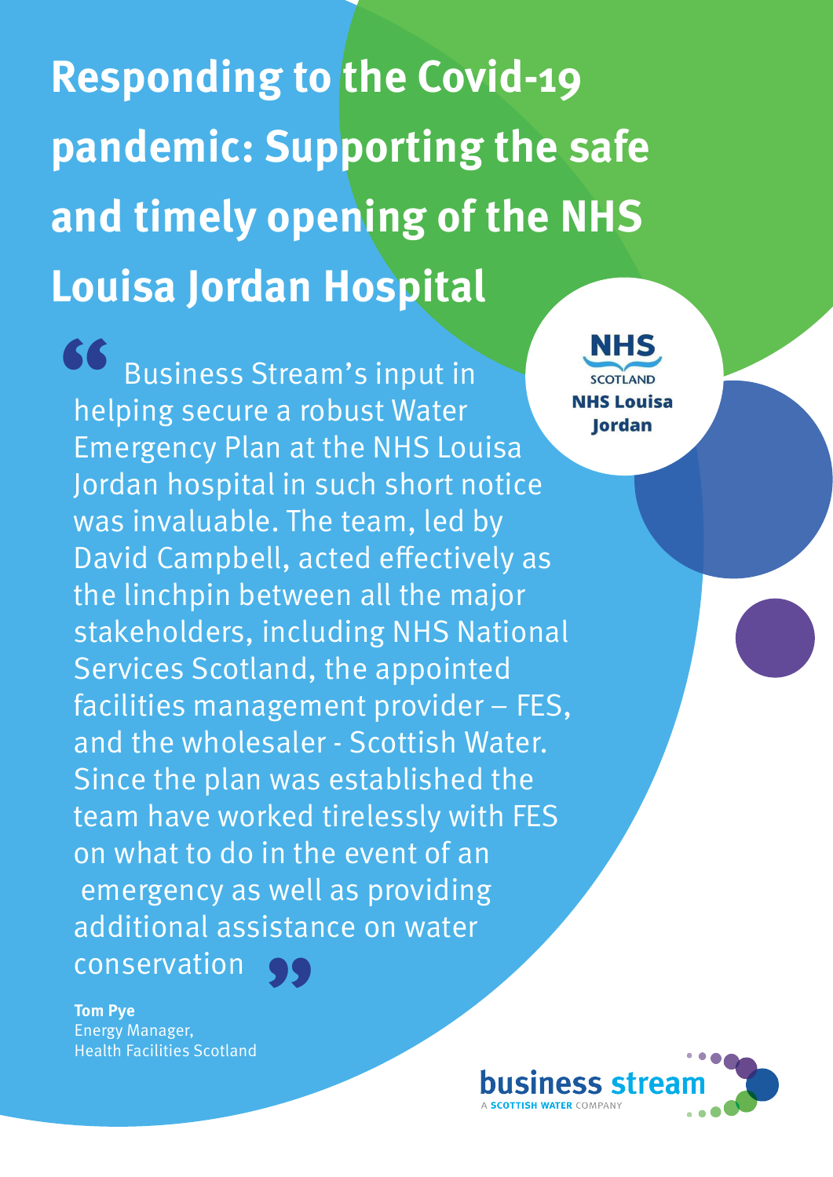# Responding to the Covid-19 pandemic: Supporting the safe and timely opening of the NHS Louisa Jordan Hospital

NHS SCOTLAND
NHS Louisa Jordan

> "Business Stream's input in helping secure a robust Water Emergency Plan at the NHS Louisa Jordan hospital in such short notice was invaluable. The team, led by David Campbell, acted effectively as the linchpin between all the major stakeholders, including NHS National Services Scotland, the appointed facilities management provider – FES, and the wholesaler - Scottish Water. Since the plan was established the team have worked tirelessly with FES on what to do in the event of an emergency as well as providing additional assistance on water conservation"

**Tom Pye**
Energy Manager,
Health Facilities Scotland

business stream
A SCOTTISH WATER COMPANY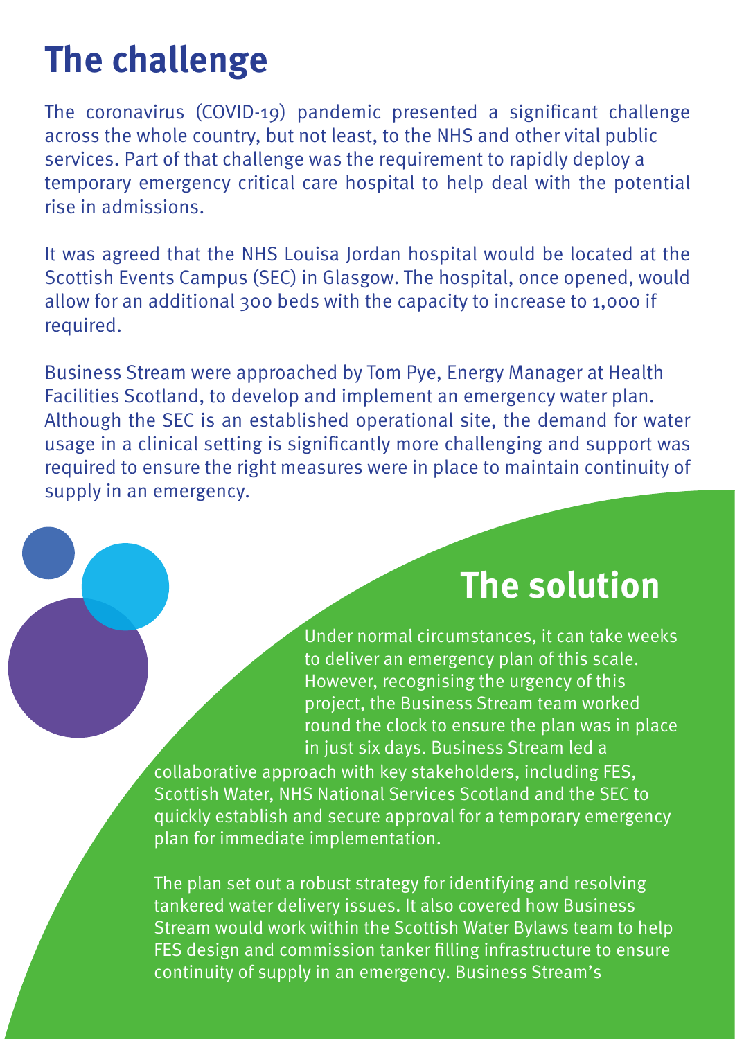# The challenge

The coronavirus (COVID-19) pandemic presented a significant challenge across the whole country, but not least, to the NHS and other vital public services. Part of that challenge was the requirement to rapidly deploy a temporary emergency critical care hospital to help deal with the potential rise in admissions.

It was agreed that the NHS Louisa Jordan hospital would be located at the Scottish Events Campus (SEC) in Glasgow. The hospital, once opened, would allow for an additional 300 beds with the capacity to increase to 1,000 if required.

Business Stream were approached by Tom Pye, Energy Manager at Health Facilities Scotland, to develop and implement an emergency water plan. Although the SEC is an established operational site, the demand for water usage in a clinical setting is significantly more challenging and support was required to ensure the right measures were in place to maintain continuity of supply in an emergency.

# The solution

Under normal circumstances, it can take weeks to deliver an emergency plan of this scale. However, recognising the urgency of this project, the Business Stream team worked round the clock to ensure the plan was in place in just six days. Business Stream led a collaborative approach with key stakeholders, including FES, Scottish Water, NHS National Services Scotland and the SEC to quickly establish and secure approval for a temporary emergency plan for immediate implementation.

The plan set out a robust strategy for identifying and resolving tankered water delivery issues. It also covered how Business Stream would work within the Scottish Water Bylaws team to help FES design and commission tanker filling infrastructure to ensure continuity of supply in an emergency. Business Stream's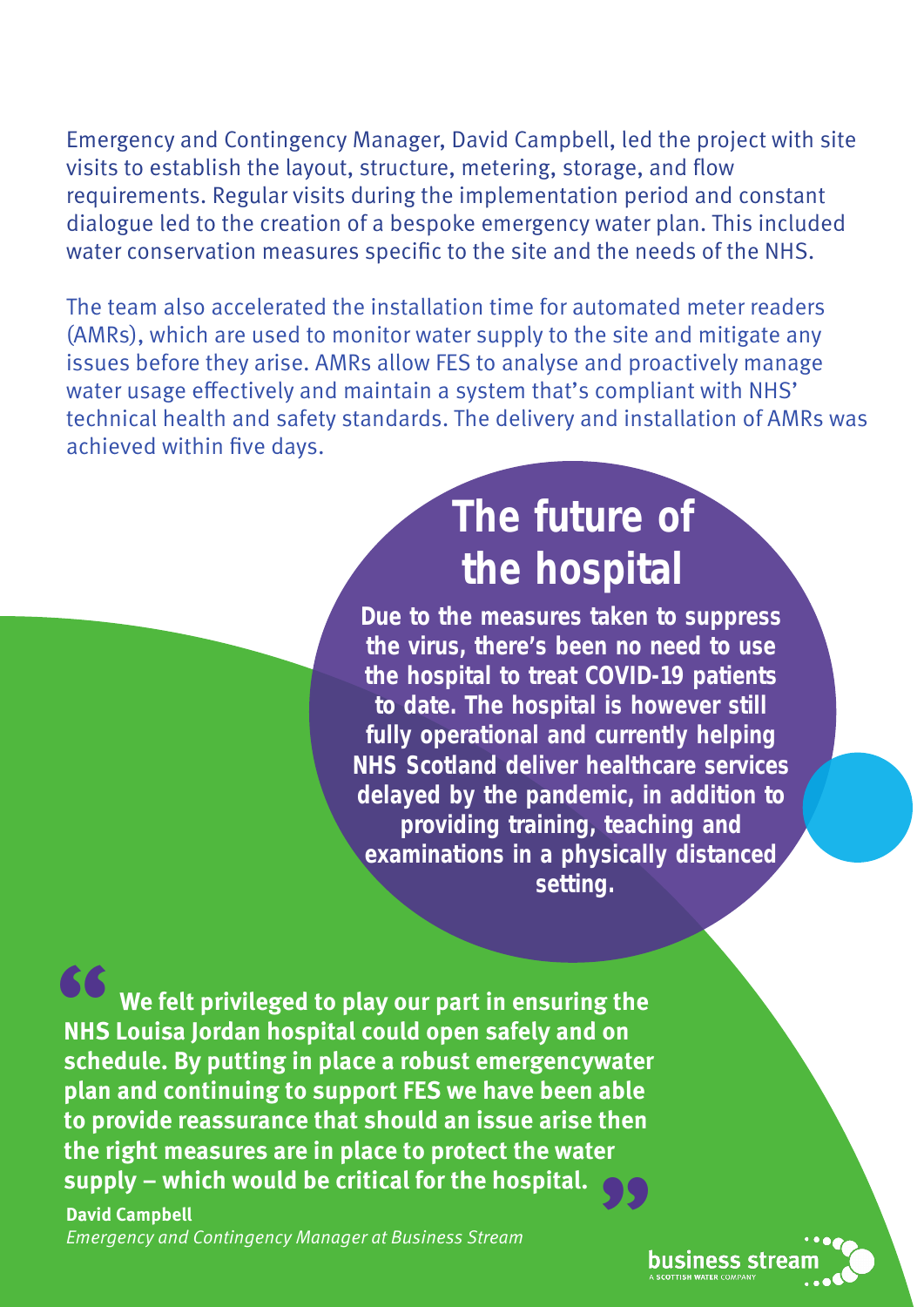Emergency and Contingency Manager, David Campbell, led the project with site visits to establish the layout, structure, metering, storage, and flow requirements. Regular visits during the implementation period and constant dialogue led to the creation of a bespoke emergency water plan. This included water conservation measures specific to the site and the needs of the NHS.

The team also accelerated the installation time for automated meter readers (AMRs), which are used to monitor water supply to the site and mitigate any issues before they arise. AMRs allow FES to analyse and proactively manage water usage effectively and maintain a system that's compliant with NHS' technical health and safety standards. The delivery and installation of AMRs was achieved within five days.

## The future of the hospital

**Due to the measures taken to suppress the virus, there's been no need to use the hospital to treat COVID-19 patients to date. The hospital is however still fully operational and currently helping NHS Scotland deliver healthcare services delayed by the pandemic, in addition to providing training, teaching and examinations in a physically distanced setting.**

> **"We felt privileged to play our part in ensuring the NHS Louisa Jordan hospital could open safely and on schedule. By putting in place a robust emergencywater plan and continuing to support FES we have been able to provide reassurance that should an issue arise then the right measures are in place to protect the water supply – which would be critical for the hospital."**

**David Campbell**
*Emergency and Contingency Manager at Business Stream*

business stream
A SCOTTISH WATER COMPANY